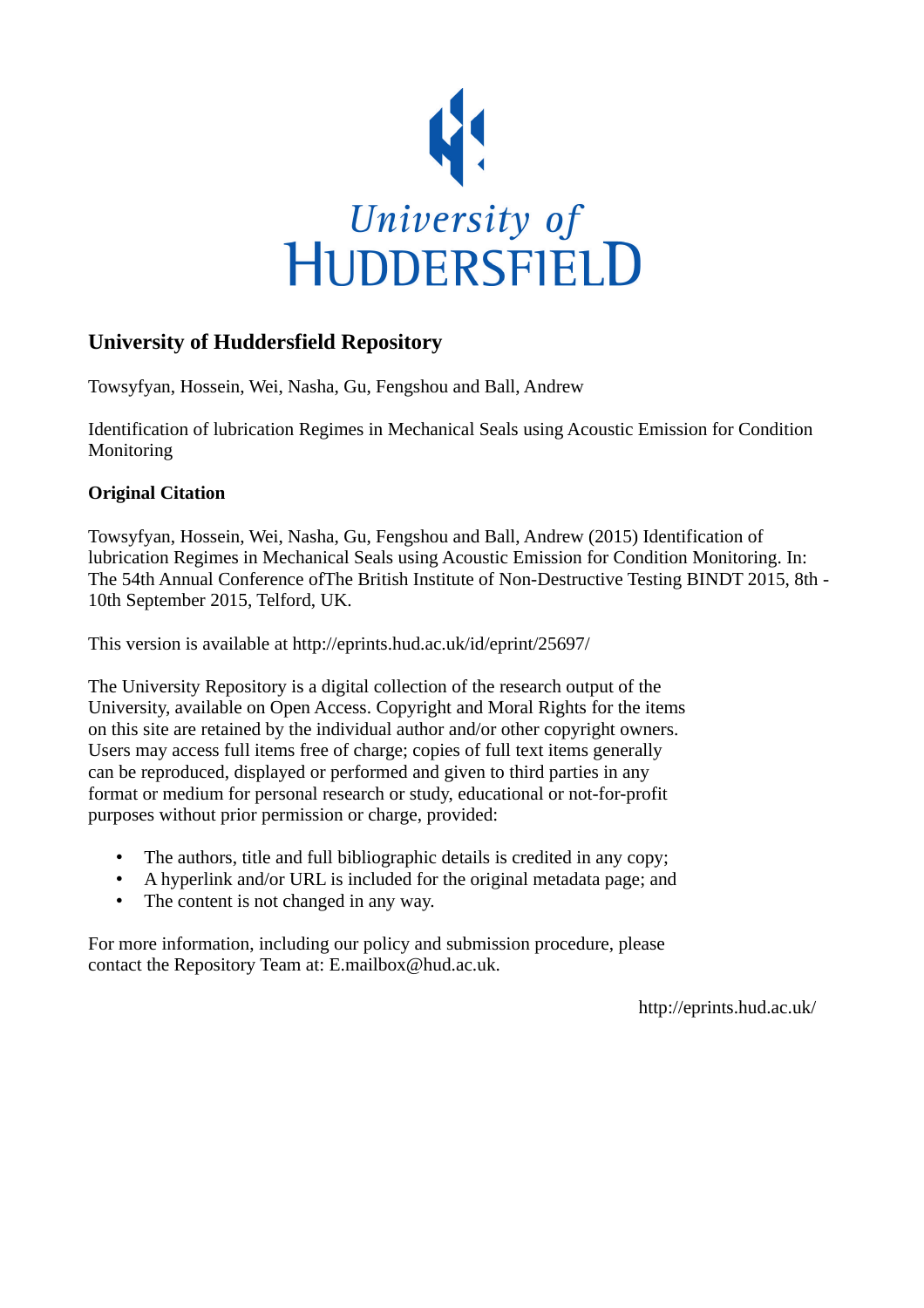University of
HUDDERSFIELD

# University of Huddersfield Repository

Towsyfyan, Hossein, Wei, Nasha, Gu, Fengshou and Ball, Andrew

Identification of lubrication Regimes in Mechanical Seals using Acoustic Emission for Condition Monitoring

## Original Citation

Towsyfyan, Hossein, Wei, Nasha, Gu, Fengshou and Ball, Andrew (2015) Identification of lubrication Regimes in Mechanical Seals using Acoustic Emission for Condition Monitoring. In: The 54th Annual Conference ofThe British Institute of Non-Destructive Testing BINDT 2015, 8th - 10th September 2015, Telford, UK.

This version is available at http://eprints.hud.ac.uk/id/eprint/25697/

The University Repository is a digital collection of the research output of the University, available on Open Access. Copyright and Moral Rights for the items on this site are retained by the individual author and/or other copyright owners. Users may access full items free of charge; copies of full text items generally can be reproduced, displayed or performed and given to third parties in any format or medium for personal research or study, educational or not-for-profit purposes without prior permission or charge, provided:

- The authors, title and full bibliographic details is credited in any copy;
- A hyperlink and/or URL is included for the original metadata page; and
- The content is not changed in any way.

For more information, including our policy and submission procedure, please contact the Repository Team at: E.mailbox@hud.ac.uk.

http://eprints.hud.ac.uk/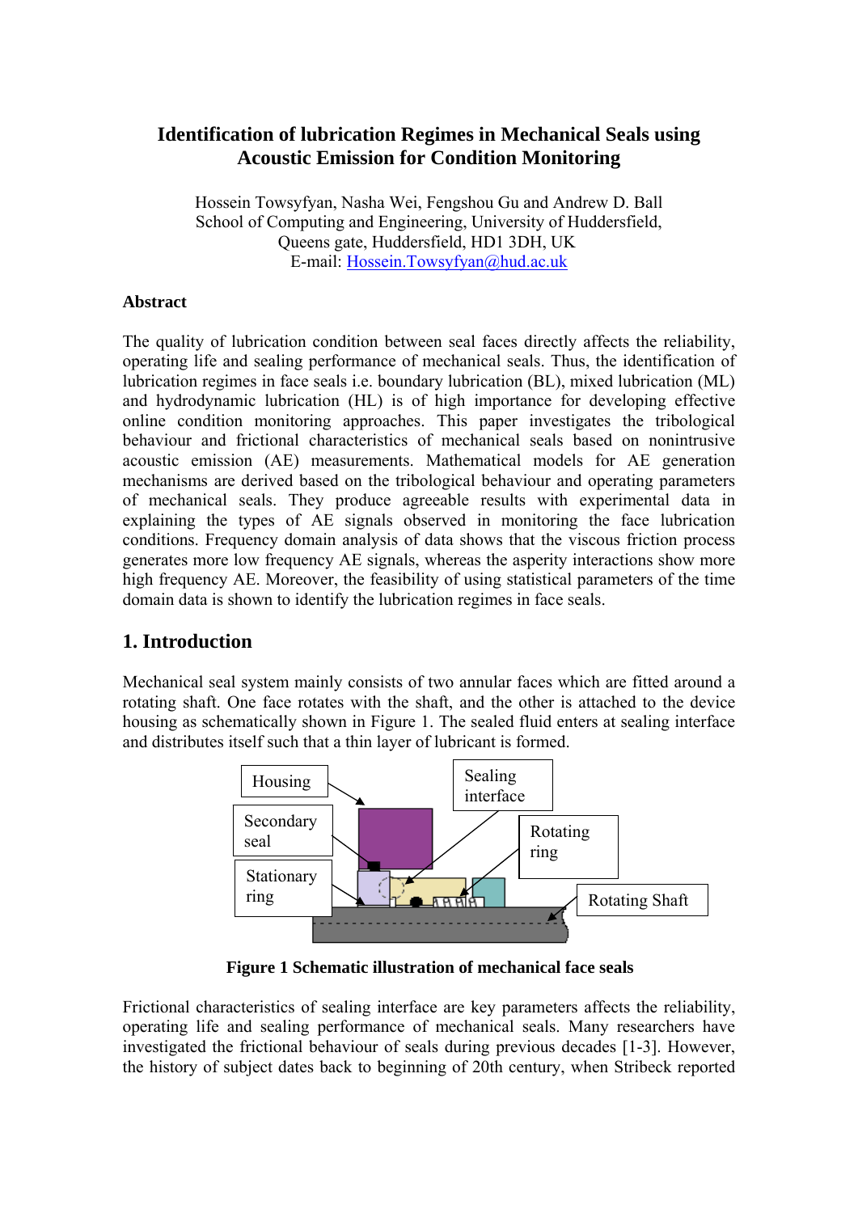# Identification of lubrication Regimes in Mechanical Seals using Acoustic Emission for Condition Monitoring

Hossein Towsyfyan, Nasha Wei, Fengshou Gu and Andrew D. Ball
School of Computing and Engineering, University of Huddersfield,
Queens gate, Huddersfield, HD1 3DH, UK
E-mail: Hossein.Towsyfyan@hud.ac.uk

### Abstract

The quality of lubrication condition between seal faces directly affects the reliability, operating life and sealing performance of mechanical seals. Thus, the identification of lubrication regimes in face seals i.e. boundary lubrication (BL), mixed lubrication (ML) and hydrodynamic lubrication (HL) is of high importance for developing effective online condition monitoring approaches. This paper investigates the tribological behaviour and frictional characteristics of mechanical seals based on nonintrusive acoustic emission (AE) measurements. Mathematical models for AE generation mechanisms are derived based on the tribological behaviour and operating parameters of mechanical seals. They produce agreeable results with experimental data in explaining the types of AE signals observed in monitoring the face lubrication conditions. Frequency domain analysis of data shows that the viscous friction process generates more low frequency AE signals, whereas the asperity interactions show more high frequency AE. Moreover, the feasibility of using statistical parameters of the time domain data is shown to identify the lubrication regimes in face seals.

## 1. Introduction

Mechanical seal system mainly consists of two annular faces which are fitted around a rotating shaft. One face rotates with the shaft, and the other is attached to the device housing as schematically shown in Figure 1. The sealed fluid enters at sealing interface and distributes itself such that a thin layer of lubricant is formed.

Housing

Sealing interface

Secondary seal

Rotating ring

Stationary ring

Rotating Shaft

**Figure 1 Schematic illustration of mechanical face seals**

Frictional characteristics of sealing interface are key parameters affects the reliability, operating life and sealing performance of mechanical seals. Many researchers have investigated the frictional behaviour of seals during previous decades [1-3]. However, the history of subject dates back to beginning of 20th century, when Stribeck reported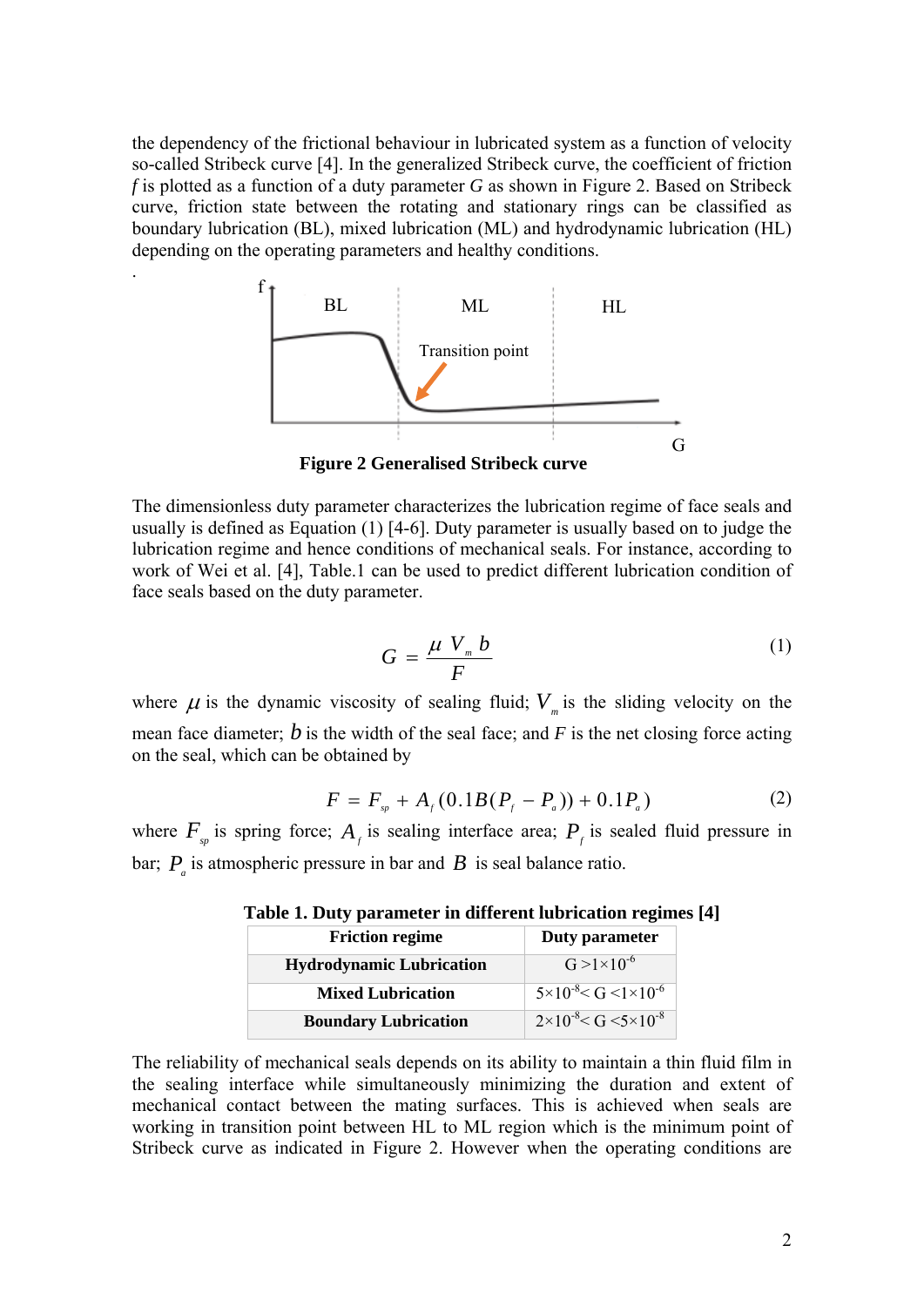the dependency of the frictional behaviour in lubricated system as a function of velocity so-called Stribeck curve [4]. In the generalized Stribeck curve, the coefficient of friction *f* is plotted as a function of a duty parameter *G* as shown in Figure 2. Based on Stribeck curve, friction state between the rotating and stationary rings can be classified as boundary lubrication (BL), mixed lubrication (ML) and hydrodynamic lubrication (HL) depending on the operating parameters and healthy conditions.

**Figure 2 Generalised Stribeck curve**

The dimensionless duty parameter characterizes the lubrication regime of face seals and usually is defined as Equation (1) [4-6]. Duty parameter is usually based on to judge the lubrication regime and hence conditions of mechanical seals. For instance, according to work of Wei et al. [4], Table.1 can be used to predict different lubrication condition of face seals based on the duty parameter.

$$G = \frac{\mu V_m b}{F} \tag{1}$$

where $\mu$ is the dynamic viscosity of sealing fluid; $V_m$ is the sliding velocity on the mean face diameter; $b$ is the width of the seal face; and $F$ is the net closing force acting on the seal, which can be obtained by

$$F = F_{sp} + A_f(0.1B(P_f - P_a)) + 0.1P_a) \tag{2}$$

where $F_{sp}$ is spring force; $A_f$ is sealing interface area; $P_f$ is sealed fluid pressure in bar; $P_a$ is atmospheric pressure in bar and $B$ is seal balance ratio.

**Table 1. Duty parameter in different lubrication regimes [4]**

| Friction regime | Duty parameter |
|---|---|
| **Hydrodynamic Lubrication** | $G > 1\times10^{-6}$ |
| **Mixed Lubrication** | $5\times10^{-8} < G < 1\times10^{-6}$ |
| **Boundary Lubrication** | $2\times10^{-8} < G < 5\times10^{-8}$ |

The reliability of mechanical seals depends on its ability to maintain a thin fluid film in the sealing interface while simultaneously minimizing the duration and extent of mechanical contact between the mating surfaces. This is achieved when seals are working in transition point between HL to ML region which is the minimum point of Stribeck curve as indicated in Figure 2. However when the operating conditions are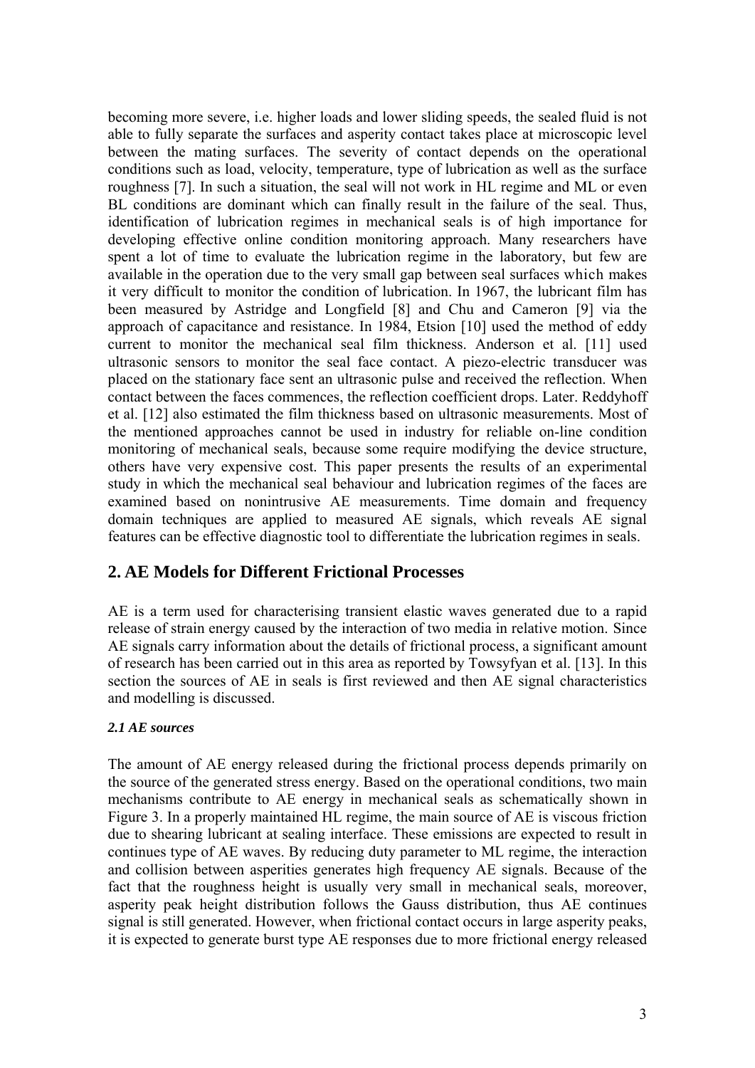becoming more severe, i.e. higher loads and lower sliding speeds, the sealed fluid is not able to fully separate the surfaces and asperity contact takes place at microscopic level between the mating surfaces. The severity of contact depends on the operational conditions such as load, velocity, temperature, type of lubrication as well as the surface roughness [7]. In such a situation, the seal will not work in HL regime and ML or even BL conditions are dominant which can finally result in the failure of the seal. Thus, identification of lubrication regimes in mechanical seals is of high importance for developing effective online condition monitoring approach. Many researchers have spent a lot of time to evaluate the lubrication regime in the laboratory, but few are available in the operation due to the very small gap between seal surfaces which makes it very difficult to monitor the condition of lubrication. In 1967, the lubricant film has been measured by Astridge and Longfield [8] and Chu and Cameron [9] via the approach of capacitance and resistance. In 1984, Etsion [10] used the method of eddy current to monitor the mechanical seal film thickness. Anderson et al. [11] used ultrasonic sensors to monitor the seal face contact. A piezo-electric transducer was placed on the stationary face sent an ultrasonic pulse and received the reflection. When contact between the faces commences, the reflection coefficient drops. Later. Reddyhoff et al. [12] also estimated the film thickness based on ultrasonic measurements. Most of the mentioned approaches cannot be used in industry for reliable on-line condition monitoring of mechanical seals, because some require modifying the device structure, others have very expensive cost. This paper presents the results of an experimental study in which the mechanical seal behaviour and lubrication regimes of the faces are examined based on nonintrusive AE measurements. Time domain and frequency domain techniques are applied to measured AE signals, which reveals AE signal features can be effective diagnostic tool to differentiate the lubrication regimes in seals.

## 2. AE Models for Different Frictional Processes

AE is a term used for characterising transient elastic waves generated due to a rapid release of strain energy caused by the interaction of two media in relative motion. Since AE signals carry information about the details of frictional process, a significant amount of research has been carried out in this area as reported by Towsyfyan et al. [13]. In this section the sources of AE in seals is first reviewed and then AE signal characteristics and modelling is discussed.

#### *2.1 AE sources*

The amount of AE energy released during the frictional process depends primarily on the source of the generated stress energy. Based on the operational conditions, two main mechanisms contribute to AE energy in mechanical seals as schematically shown in Figure 3. In a properly maintained HL regime, the main source of AE is viscous friction due to shearing lubricant at sealing interface. These emissions are expected to result in continues type of AE waves. By reducing duty parameter to ML regime, the interaction and collision between asperities generates high frequency AE signals. Because of the fact that the roughness height is usually very small in mechanical seals, moreover, asperity peak height distribution follows the Gauss distribution, thus AE continues signal is still generated. However, when frictional contact occurs in large asperity peaks, it is expected to generate burst type AE responses due to more frictional energy released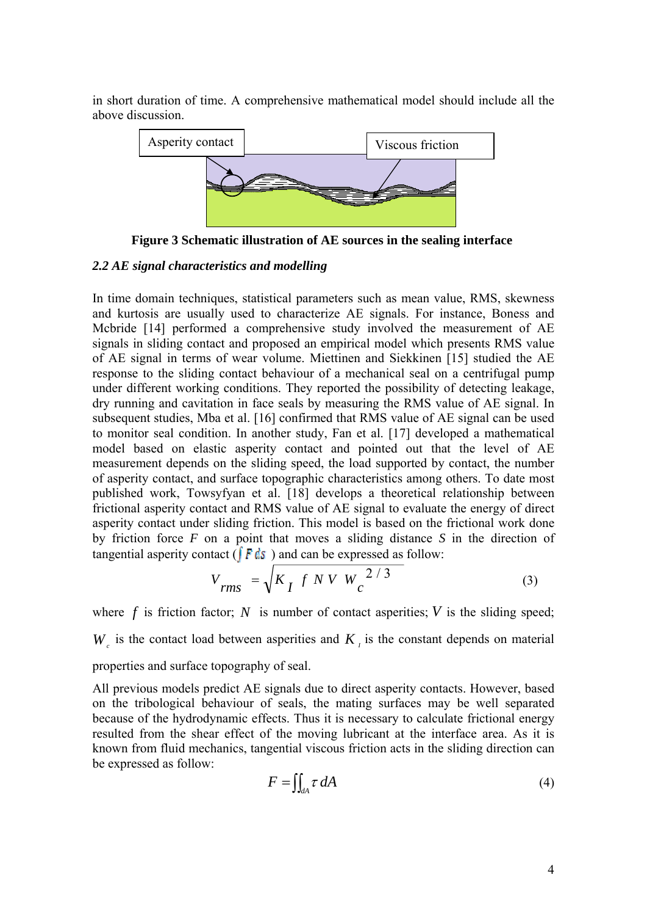in short duration of time. A comprehensive mathematical model should include all the above discussion.

Asperity contact

Viscous friction

**Figure 3 Schematic illustration of AE sources in the sealing interface**

### *2.2 AE signal characteristics and modelling*

In time domain techniques, statistical parameters such as mean value, RMS, skewness and kurtosis are usually used to characterize AE signals. For instance, Boness and Mcbride [14] performed a comprehensive study involved the measurement of AE signals in sliding contact and proposed an empirical model which presents RMS value of AE signal in terms of wear volume. Miettinen and Siekkinen [15] studied the AE response to the sliding contact behaviour of a mechanical seal on a centrifugal pump under different working conditions. They reported the possibility of detecting leakage, dry running and cavitation in face seals by measuring the RMS value of AE signal. In subsequent studies, Mba et al. [16] confirmed that RMS value of AE signal can be used to monitor seal condition. In another study, Fan et al. [17] developed a mathematical model based on elastic asperity contact and pointed out that the level of AE measurement depends on the sliding speed, the load supported by contact, the number of asperity contact, and surface topographic characteristics among others. To date most published work, Towsyfyan et al. [18] develops a theoretical relationship between frictional asperity contact and RMS value of AE signal to evaluate the energy of direct asperity contact under sliding friction. This model is based on the frictional work done by friction force $F$ on a point that moves a sliding distance $S$ in the direction of tangential asperity contact ($\int F\,ds$) and can be expressed as follow:

$$V_{rms} = \sqrt{K_I \; f \; N \; V \; W_c^{\;2/3}} \tag{3}$$

where $f$ is friction factor; $N$ is number of contact asperities; $V$ is the sliding speed; $W_c$ is the contact load between asperities and $K_I$ is the constant depends on material properties and surface topography of seal.

All previous models predict AE signals due to direct asperity contacts. However, based on the tribological behaviour of seals, the mating surfaces may be well separated because of the hydrodynamic effects. Thus it is necessary to calculate frictional energy resulted from the shear effect of the moving lubricant at the interface area. As it is known from fluid mechanics, tangential viscous friction acts in the sliding direction can be expressed as follow:

$$F = \iint_{dA} \tau \, dA \tag{4}$$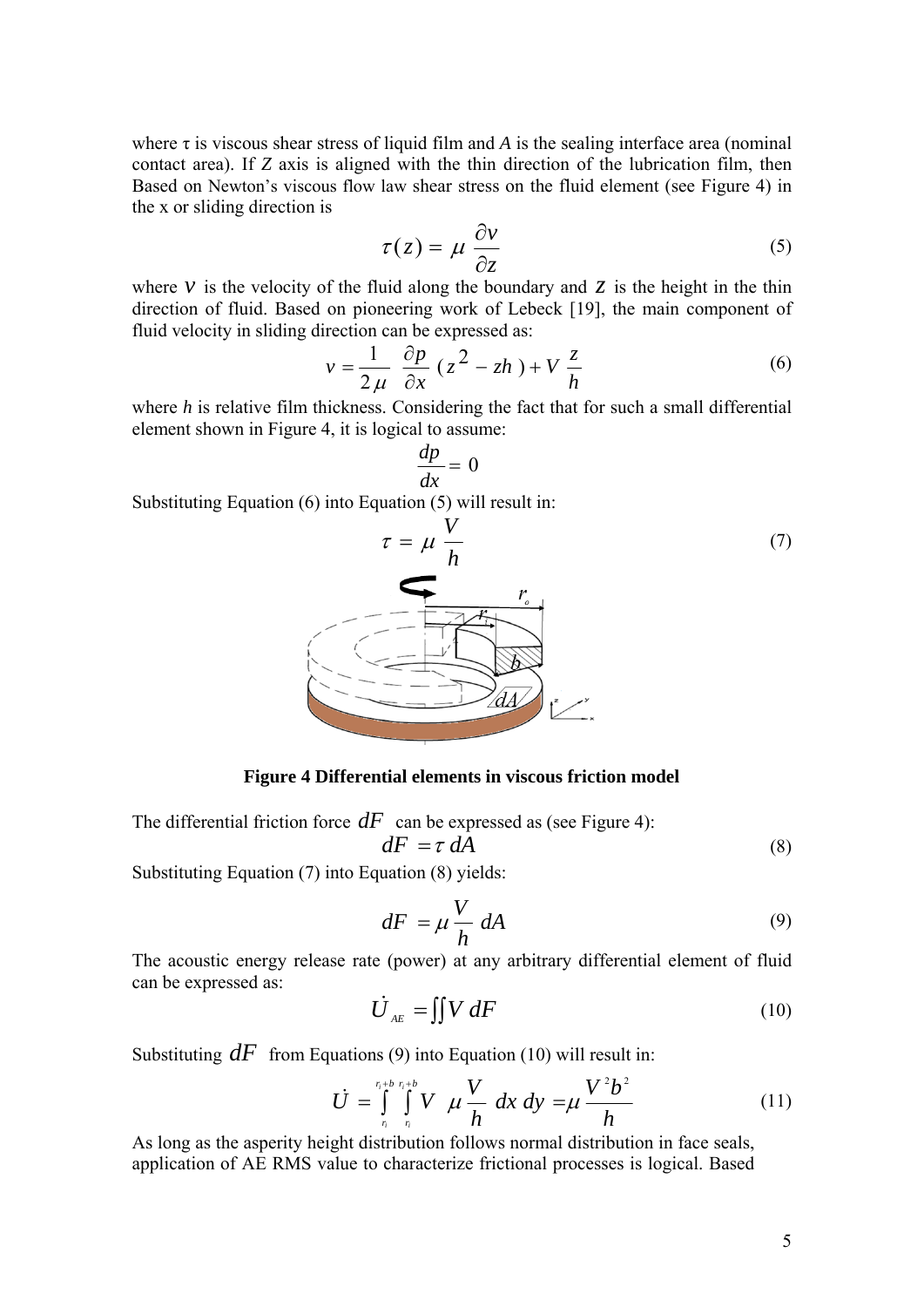where τ is viscous shear stress of liquid film and *A* is the sealing interface area (nominal contact area). If *Z* axis is aligned with the thin direction of the lubrication film, then Based on Newton's viscous flow law shear stress on the fluid element (see Figure 4) in the x or sliding direction is

$$\tau(z) = \mu \frac{\partial v}{\partial z} \tag{5}$$

where $v$ is the velocity of the fluid along the boundary and $z$ is the height in the thin direction of fluid. Based on pioneering work of Lebeck [19], the main component of fluid velocity in sliding direction can be expressed as:

$$v = \frac{1}{2\mu} \frac{\partial p}{\partial x} (z^2 - zh) + V \frac{z}{h} \tag{6}$$

where *h* is relative film thickness. Considering the fact that for such a small differential element shown in Figure 4, it is logical to assume:

$$\frac{dp}{dx} = 0$$

Substituting Equation (6) into Equation (5) will result in:

$$\tau = \mu \frac{V}{h} \tag{7}$$

**Figure 4 Differential elements in viscous friction model**

The differential friction force $dF$ can be expressed as (see Figure 4):

$$dF = \tau \, dA \tag{8}$$

Substituting Equation (7) into Equation (8) yields:

$$dF = \mu \frac{V}{h} dA \tag{9}$$

The acoustic energy release rate (power) at any arbitrary differential element of fluid can be expressed as:

$$\dot{U}_{AE} = \iint V \, dF \tag{10}$$

Substituting $dF$ from Equations (9) into Equation (10) will result in:

$$\dot{U} = \int_{r_i}^{r_i+b} \int_{r_i}^{r_i+b} V \; \mu \frac{V}{h} \, dx \, dy = \mu \frac{V^2 b^2}{h} \tag{11}$$

As long as the asperity height distribution follows normal distribution in face seals, application of AE RMS value to characterize frictional processes is logical. Based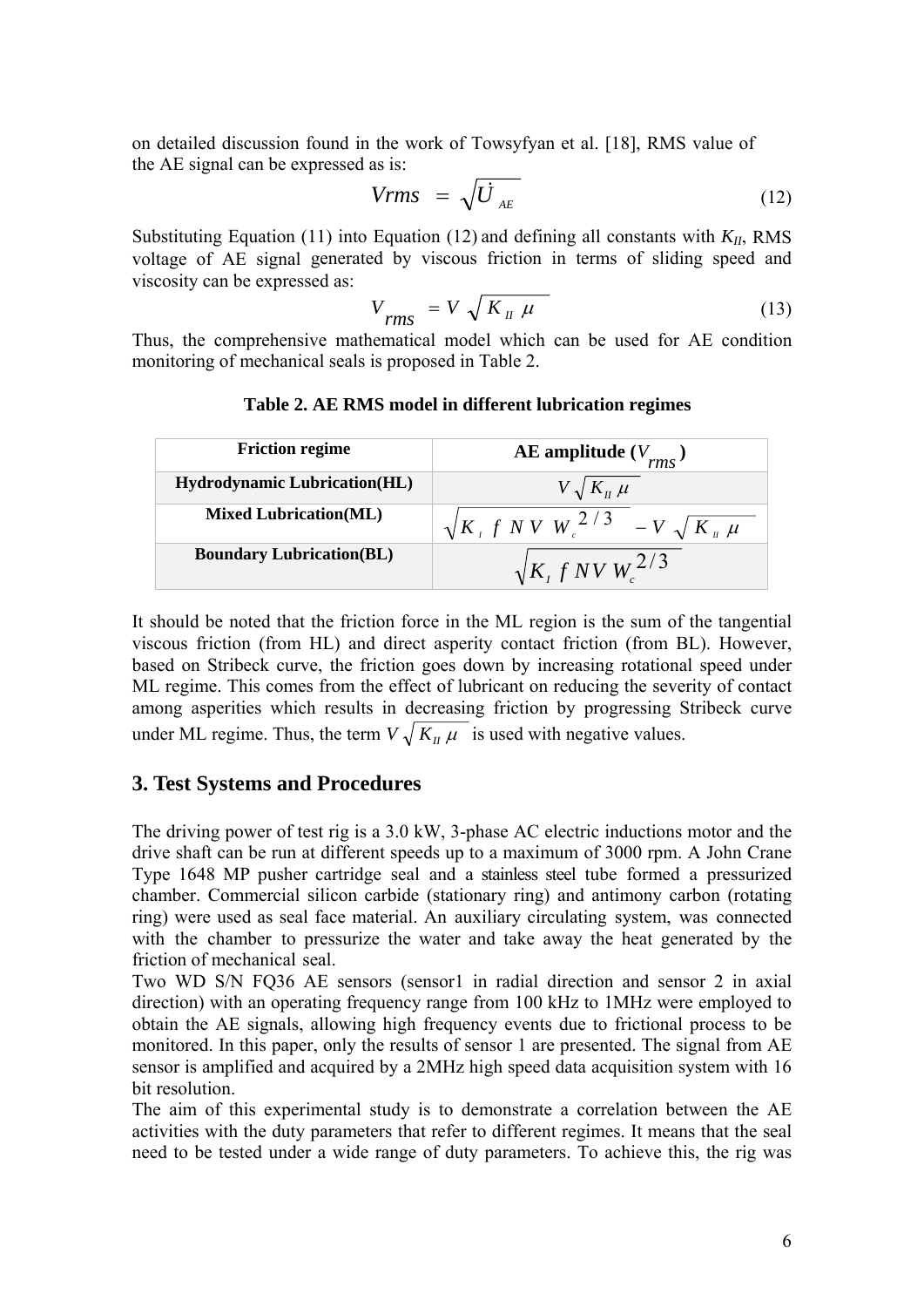on detailed discussion found in the work of Towsyfyan et al. [18], RMS value of the AE signal can be expressed as is:

$$Vrms = \sqrt{\dot{U}_{AE}} \tag{12}$$

Substituting Equation (11) into Equation (12) and defining all constants with $K_{II}$, RMS voltage of AE signal generated by viscous friction in terms of sliding speed and viscosity can be expressed as:

$$V_{rms} = V\sqrt{K_{II}\,\mu} \tag{13}$$

Thus, the comprehensive mathematical model which can be used for AE condition monitoring of mechanical seals is proposed in Table 2.

**Table 2. AE RMS model in different lubrication regimes**

| Friction regime | AE amplitude ($V_{rms}$) |
| --- | --- |
| Hydrodynamic Lubrication(HL) | $V\sqrt{K_{II}\,\mu}$ |
| Mixed Lubrication(ML) | $\sqrt{K_I\, f\, N\, V\, W_c^{2/3}} - V\sqrt{K_{II}\,\mu}$ |
| Boundary Lubrication(BL) | $\sqrt{K_I\, f\, NV\, W_c^{2/3}}$ |

It should be noted that the friction force in the ML region is the sum of the tangential viscous friction (from HL) and direct asperity contact friction (from BL). However, based on Stribeck curve, the friction goes down by increasing rotational speed under ML regime. This comes from the effect of lubricant on reducing the severity of contact among asperities which results in decreasing friction by progressing Stribeck curve under ML regime. Thus, the term $V\sqrt{K_{II}\,\mu}$ is used with negative values.

## 3. Test Systems and Procedures

The driving power of test rig is a 3.0 kW, 3-phase AC electric inductions motor and the drive shaft can be run at different speeds up to a maximum of 3000 rpm. A John Crane Type 1648 MP pusher cartridge seal and a stainless steel tube formed a pressurized chamber. Commercial silicon carbide (stationary ring) and antimony carbon (rotating ring) were used as seal face material. An auxiliary circulating system, was connected with the chamber to pressurize the water and take away the heat generated by the friction of mechanical seal.

Two WD S/N FQ36 AE sensors (sensor1 in radial direction and sensor 2 in axial direction) with an operating frequency range from 100 kHz to 1MHz were employed to obtain the AE signals, allowing high frequency events due to frictional process to be monitored. In this paper, only the results of sensor 1 are presented. The signal from AE sensor is amplified and acquired by a 2MHz high speed data acquisition system with 16 bit resolution.

The aim of this experimental study is to demonstrate a correlation between the AE activities with the duty parameters that refer to different regimes. It means that the seal need to be tested under a wide range of duty parameters. To achieve this, the rig was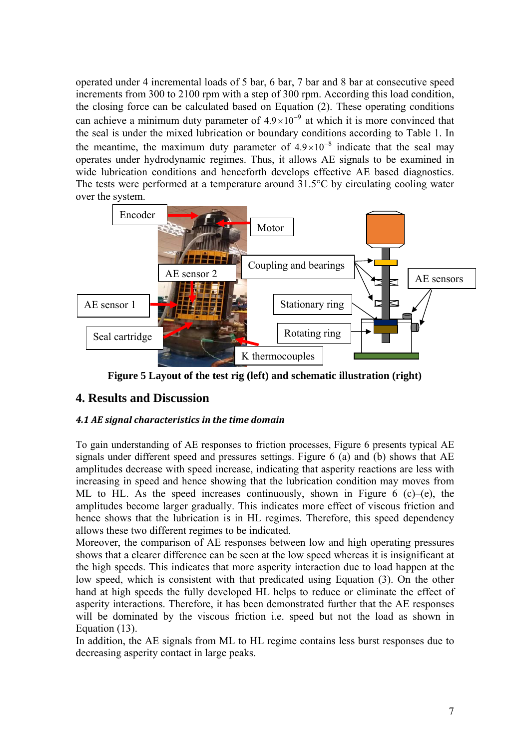operated under 4 incremental loads of 5 bar, 6 bar, 7 bar and 8 bar at consecutive speed increments from 300 to 2100 rpm with a step of 300 rpm. According this load condition, the closing force can be calculated based on Equation (2). These operating conditions can achieve a minimum duty parameter of $4.9 \times 10^{-9}$ at which it is more convinced that the seal is under the mixed lubrication or boundary conditions according to Table 1. In the meantime, the maximum duty parameter of $4.9 \times 10^{-8}$ indicate that the seal may operates under hydrodynamic regimes. Thus, it allows AE signals to be examined in wide lubrication conditions and henceforth develops effective AE based diagnostics. The tests were performed at a temperature around 31.5°C by circulating cooling water over the system.

**Figure 5 Layout of the test rig (left) and schematic illustration (right)**

## 4. Results and Discussion

### *4.1 AE signal characteristics in the time domain*

To gain understanding of AE responses to friction processes, Figure 6 presents typical AE signals under different speed and pressures settings. Figure 6 (a) and (b) shows that AE amplitudes decrease with speed increase, indicating that asperity reactions are less with increasing in speed and hence showing that the lubrication condition may moves from ML to HL. As the speed increases continuously, shown in Figure 6 (c)–(e), the amplitudes become larger gradually. This indicates more effect of viscous friction and hence shows that the lubrication is in HL regimes. Therefore, this speed dependency allows these two different regimes to be indicated.

Moreover, the comparison of AE responses between low and high operating pressures shows that a clearer difference can be seen at the low speed whereas it is insignificant at the high speeds. This indicates that more asperity interaction due to load happen at the low speed, which is consistent with that predicated using Equation (3). On the other hand at high speeds the fully developed HL helps to reduce or eliminate the effect of asperity interactions. Therefore, it has been demonstrated further that the AE responses will be dominated by the viscous friction i.e. speed but not the load as shown in Equation (13).

In addition, the AE signals from ML to HL regime contains less burst responses due to decreasing asperity contact in large peaks.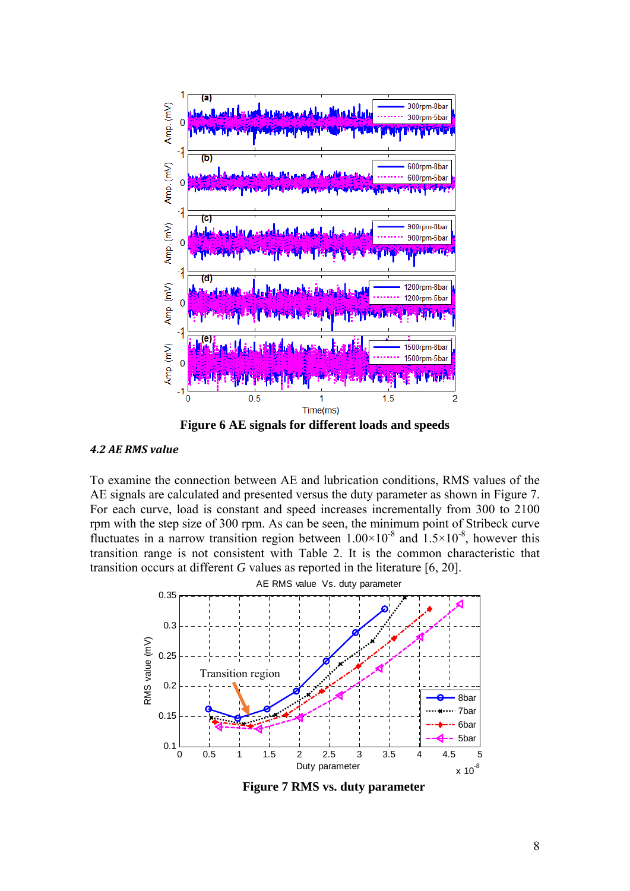**Figure 6 AE signals for different loads and speeds**

### *4.2 AE RMS value*

To examine the connection between AE and lubrication conditions, RMS values of the AE signals are calculated and presented versus the duty parameter as shown in Figure 7. For each curve, load is constant and speed increases incrementally from 300 to 2100 rpm with the step size of 300 rpm. As can be seen, the minimum point of Stribeck curve fluctuates in a narrow transition region between $1.00\times10^{-8}$ and $1.5\times10^{-8}$, however this transition range is not consistent with Table 2. It is the common characteristic that transition occurs at different *G* values as reported in the literature [6, 20].

**Figure 7 RMS vs. duty parameter**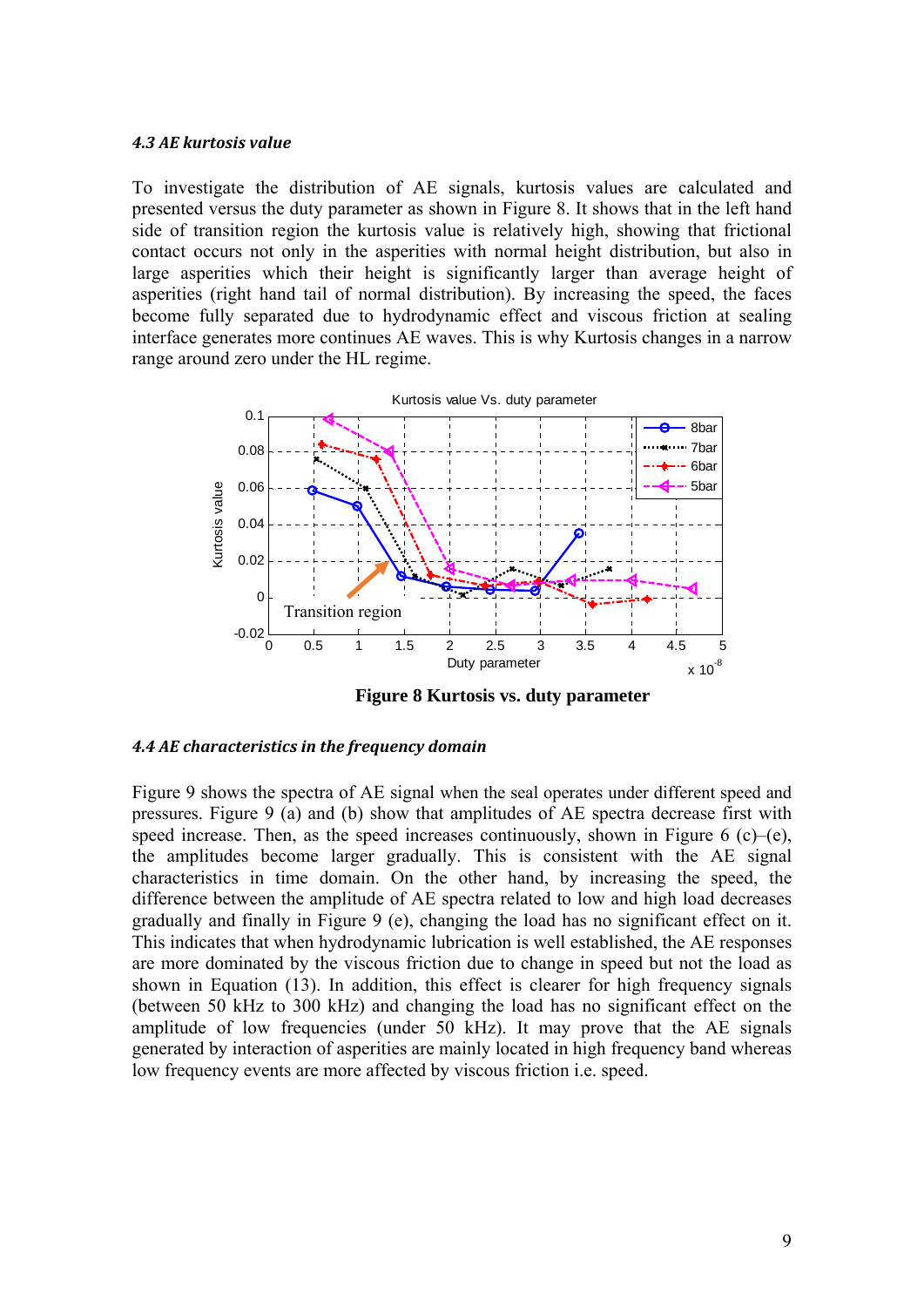#### *4.3 AE kurtosis value*

To investigate the distribution of AE signals, kurtosis values are calculated and presented versus the duty parameter as shown in Figure 8. It shows that in the left hand side of transition region the kurtosis value is relatively high, showing that frictional contact occurs not only in the asperities with normal height distribution, but also in large asperities which their height is significantly larger than average height of asperities (right hand tail of normal distribution). By increasing the speed, the faces become fully separated due to hydrodynamic effect and viscous friction at sealing interface generates more continues AE waves. This is why Kurtosis changes in a narrow range around zero under the HL regime.

**Figure 8 Kurtosis vs. duty parameter**

#### *4.4 AE characteristics in the frequency domain*

Figure 9 shows the spectra of AE signal when the seal operates under different speed and pressures. Figure 9 (a) and (b) show that amplitudes of AE spectra decrease first with speed increase. Then, as the speed increases continuously, shown in Figure 6 (c)–(e), the amplitudes become larger gradually. This is consistent with the AE signal characteristics in time domain. On the other hand, by increasing the speed, the difference between the amplitude of AE spectra related to low and high load decreases gradually and finally in Figure 9 (e), changing the load has no significant effect on it. This indicates that when hydrodynamic lubrication is well established, the AE responses are more dominated by the viscous friction due to change in speed but not the load as shown in Equation (13). In addition, this effect is clearer for high frequency signals (between 50 kHz to 300 kHz) and changing the load has no significant effect on the amplitude of low frequencies (under 50 kHz). It may prove that the AE signals generated by interaction of asperities are mainly located in high frequency band whereas low frequency events are more affected by viscous friction i.e. speed.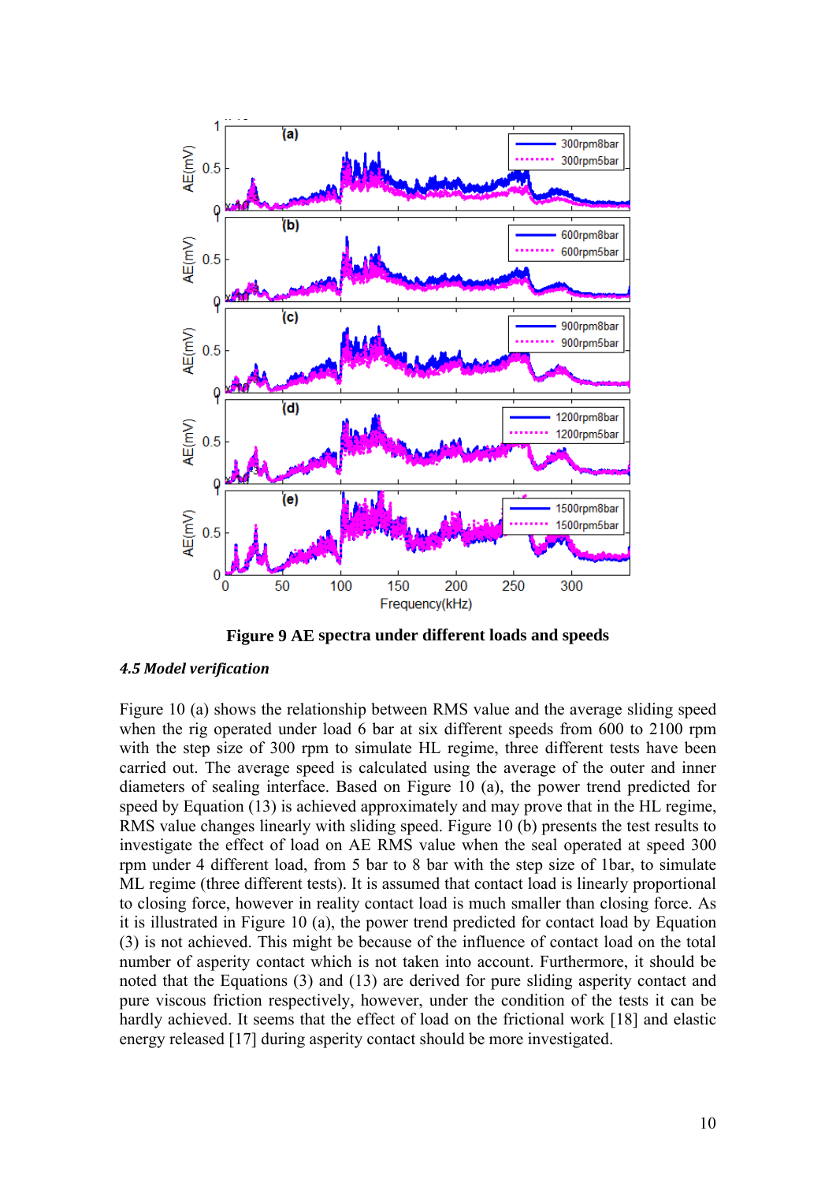**Figure 9 AE spectra under different loads and speeds**

***4.5 Model verification***

Figure 10 (a) shows the relationship between RMS value and the average sliding speed when the rig operated under load 6 bar at six different speeds from 600 to 2100 rpm with the step size of 300 rpm to simulate HL regime, three different tests have been carried out. The average speed is calculated using the average of the outer and inner diameters of sealing interface. Based on Figure 10 (a), the power trend predicted for speed by Equation (13) is achieved approximately and may prove that in the HL regime, RMS value changes linearly with sliding speed. Figure 10 (b) presents the test results to investigate the effect of load on AE RMS value when the seal operated at speed 300 rpm under 4 different load, from 5 bar to 8 bar with the step size of 1bar, to simulate ML regime (three different tests). It is assumed that contact load is linearly proportional to closing force, however in reality contact load is much smaller than closing force. As it is illustrated in Figure 10 (a), the power trend predicted for contact load by Equation (3) is not achieved. This might be because of the influence of contact load on the total number of asperity contact which is not taken into account. Furthermore, it should be noted that the Equations (3) and (13) are derived for pure sliding asperity contact and pure viscous friction respectively, however, under the condition of the tests it can be hardly achieved. It seems that the effect of load on the frictional work [18] and elastic energy released [17] during asperity contact should be more investigated.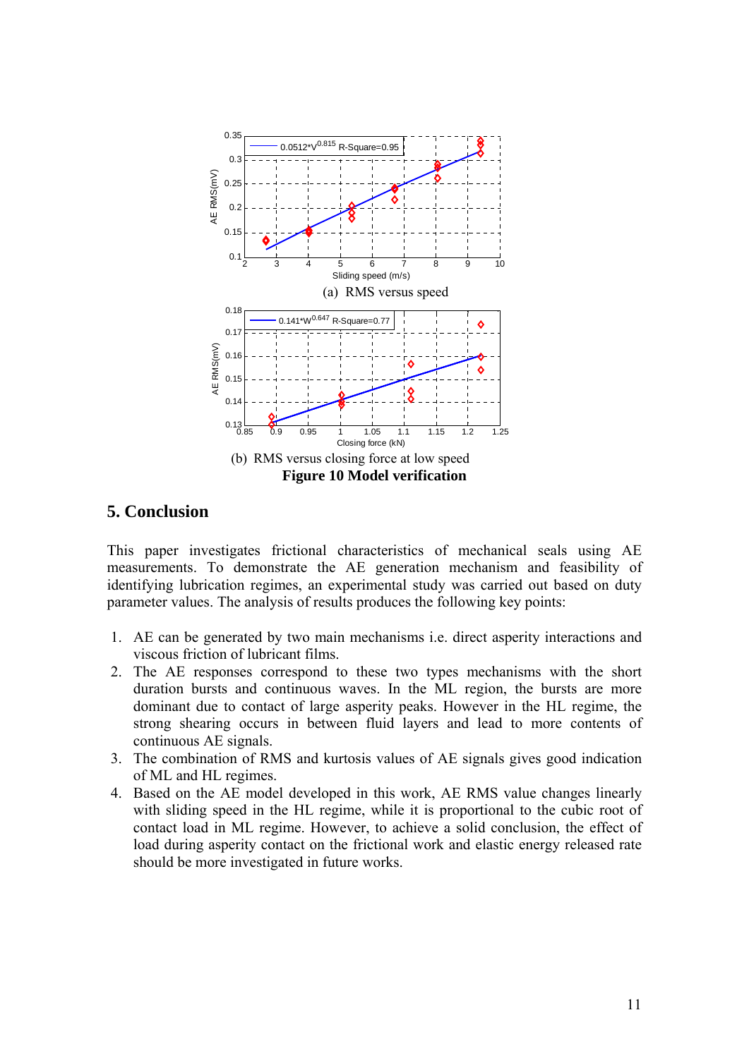(a) RMS versus speed

(b) RMS versus closing force at low speed

**Figure 10 Model verification**

## 5. Conclusion

This paper investigates frictional characteristics of mechanical seals using AE measurements. To demonstrate the AE generation mechanism and feasibility of identifying lubrication regimes, an experimental study was carried out based on duty parameter values. The analysis of results produces the following key points:

1. AE can be generated by two main mechanisms i.e. direct asperity interactions and viscous friction of lubricant films.
2. The AE responses correspond to these two types mechanisms with the short duration bursts and continuous waves. In the ML region, the bursts are more dominant due to contact of large asperity peaks. However in the HL regime, the strong shearing occurs in between fluid layers and lead to more contents of continuous AE signals.
3. The combination of RMS and kurtosis values of AE signals gives good indication of ML and HL regimes.
4. Based on the AE model developed in this work, AE RMS value changes linearly with sliding speed in the HL regime, while it is proportional to the cubic root of contact load in ML regime. However, to achieve a solid conclusion, the effect of load during asperity contact on the frictional work and elastic energy released rate should be more investigated in future works.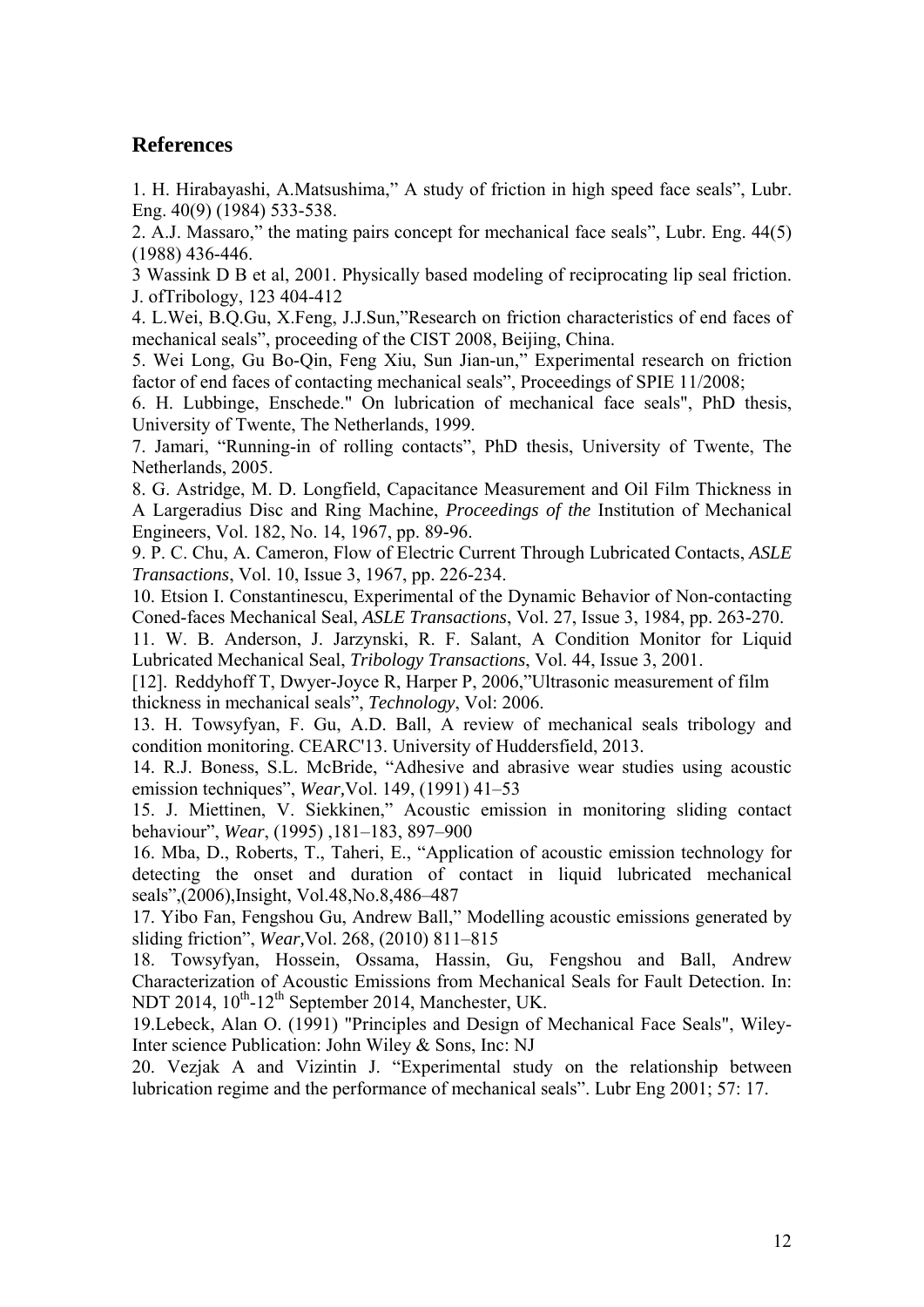## References

1. H. Hirabayashi, A.Matsushima," A study of friction in high speed face seals", Lubr. Eng. 40(9) (1984) 533-538.
2. A.J. Massaro," the mating pairs concept for mechanical face seals", Lubr. Eng. 44(5) (1988) 436-446.
3 Wassink D B et al, 2001. Physically based modeling of reciprocating lip seal friction. J. ofTribology, 123 404-412
4. L.Wei, B.Q.Gu, X.Feng, J.J.Sun,"Research on friction characteristics of end faces of mechanical seals", proceeding of the CIST 2008, Beijing, China.
5. Wei Long, Gu Bo-Qin, Feng Xiu, Sun Jian-un," Experimental research on friction factor of end faces of contacting mechanical seals", Proceedings of SPIE 11/2008;
6. H. Lubbinge, Enschede." On lubrication of mechanical face seals", PhD thesis, University of Twente, The Netherlands, 1999.
7. Jamari, "Running-in of rolling contacts", PhD thesis, University of Twente, The Netherlands, 2005.
8. G. Astridge, M. D. Longfield, Capacitance Measurement and Oil Film Thickness in A Largeradius Disc and Ring Machine, *Proceedings of the* Institution of Mechanical Engineers, Vol. 182, No. 14, 1967, pp. 89-96.
9. P. C. Chu, A. Cameron, Flow of Electric Current Through Lubricated Contacts, *ASLE Transactions*, Vol. 10, Issue 3, 1967, pp. 226-234.
10. Etsion I. Constantinescu, Experimental of the Dynamic Behavior of Non-contacting Coned-faces Mechanical Seal, *ASLE Transactions*, Vol. 27, Issue 3, 1984, pp. 263-270.
11. W. B. Anderson, J. Jarzynski, R. F. Salant, A Condition Monitor for Liquid Lubricated Mechanical Seal, *Tribology Transactions*, Vol. 44, Issue 3, 2001.
[12]. Reddyhoff T, Dwyer-Joyce R, Harper P, 2006,"Ultrasonic measurement of film thickness in mechanical seals", *Technology*, Vol: 2006.
13. H. Towsyfyan, F. Gu, A.D. Ball, A review of mechanical seals tribology and condition monitoring. CEARC'13. University of Huddersfield, 2013.
14. R.J. Boness, S.L. McBride, "Adhesive and abrasive wear studies using acoustic emission techniques", *Wear,*Vol. 149, (1991) 41–53
15. J. Miettinen, V. Siekkinen," Acoustic emission in monitoring sliding contact behaviour", *Wear*, (1995) ,181–183, 897–900
16. Mba, D., Roberts, T., Taheri, E., "Application of acoustic emission technology for detecting the onset and duration of contact in liquid lubricated mechanical seals",(2006),Insight, Vol.48,No.8,486–487
17. Yibo Fan, Fengshou Gu, Andrew Ball," Modelling acoustic emissions generated by sliding friction", *Wear,*Vol. 268, (2010) 811–815
18. Towsyfyan, Hossein, Ossama, Hassin, Gu, Fengshou and Ball, Andrew Characterization of Acoustic Emissions from Mechanical Seals for Fault Detection. In: NDT 2014, 10th-12th September 2014, Manchester, UK.
19.Lebeck, Alan O. (1991) "Principles and Design of Mechanical Face Seals", Wiley-Inter science Publication: John Wiley & Sons, Inc: NJ
20. Vezjak A and Vizintin J. "Experimental study on the relationship between lubrication regime and the performance of mechanical seals". Lubr Eng 2001; 57: 17.